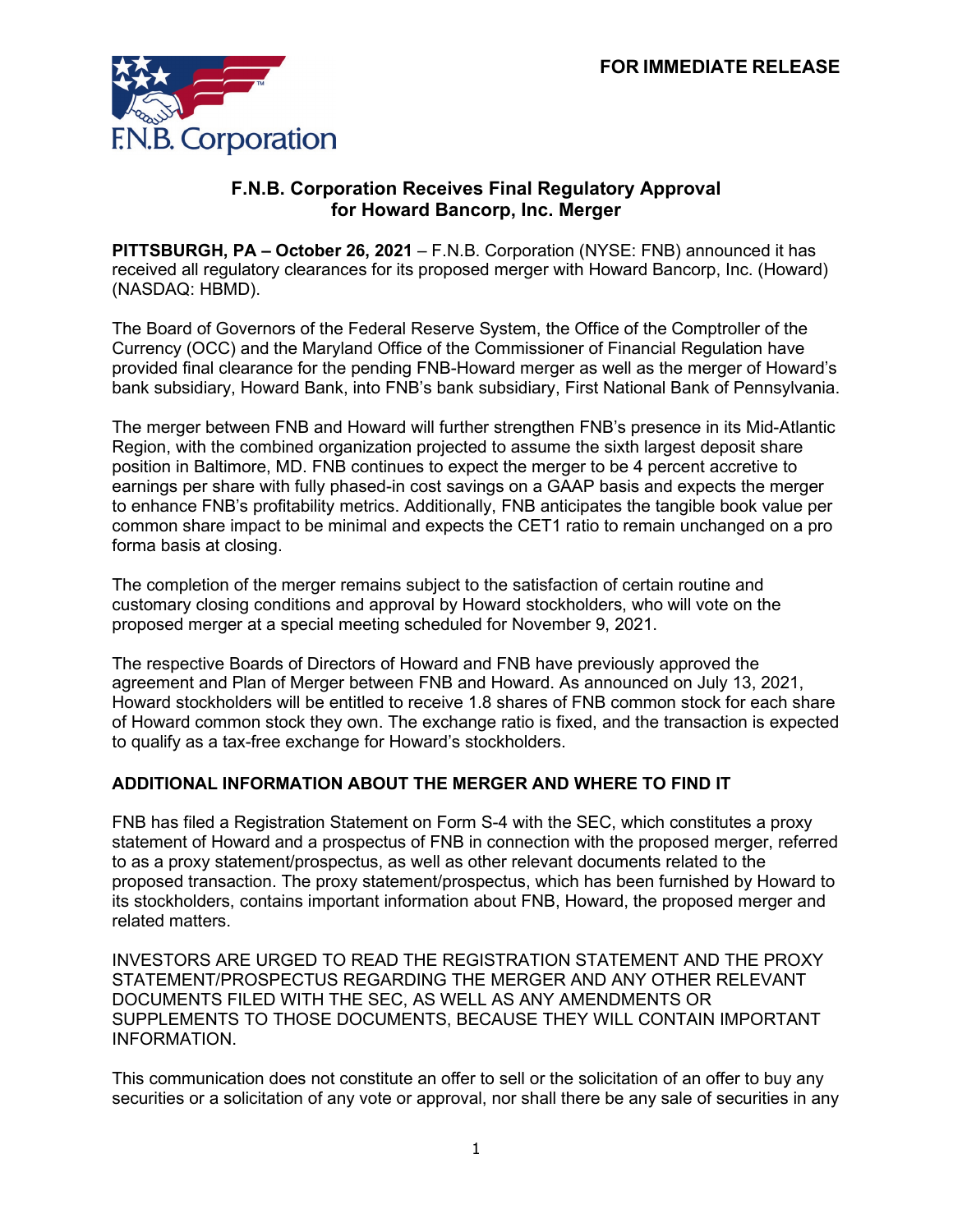FOR IMMEDIATE RELEASE

F.N.B. Corporation

# F.N.B. Corporation Receives Final Regulatory Approval for Howard Bancorp, Inc. Merger

**PITTSBURGH, PA – October 26, 2021** – F.N.B. Corporation (NYSE: FNB) announced it has received all regulatory clearances for its proposed merger with Howard Bancorp, Inc. (Howard) (NASDAQ: HBMD).

The Board of Governors of the Federal Reserve System, the Office of the Comptroller of the Currency (OCC) and the Maryland Office of the Commissioner of Financial Regulation have provided final clearance for the pending FNB-Howard merger as well as the merger of Howard's bank subsidiary, Howard Bank, into FNB's bank subsidiary, First National Bank of Pennsylvania.

The merger between FNB and Howard will further strengthen FNB's presence in its Mid-Atlantic Region, with the combined organization projected to assume the sixth largest deposit share position in Baltimore, MD. FNB continues to expect the merger to be 4 percent accretive to earnings per share with fully phased-in cost savings on a GAAP basis and expects the merger to enhance FNB's profitability metrics. Additionally, FNB anticipates the tangible book value per common share impact to be minimal and expects the CET1 ratio to remain unchanged on a pro forma basis at closing.

The completion of the merger remains subject to the satisfaction of certain routine and customary closing conditions and approval by Howard stockholders, who will vote on the proposed merger at a special meeting scheduled for November 9, 2021.

The respective Boards of Directors of Howard and FNB have previously approved the agreement and Plan of Merger between FNB and Howard. As announced on July 13, 2021, Howard stockholders will be entitled to receive 1.8 shares of FNB common stock for each share of Howard common stock they own. The exchange ratio is fixed, and the transaction is expected to qualify as a tax-free exchange for Howard's stockholders.

## ADDITIONAL INFORMATION ABOUT THE MERGER AND WHERE TO FIND IT

FNB has filed a Registration Statement on Form S-4 with the SEC, which constitutes a proxy statement of Howard and a prospectus of FNB in connection with the proposed merger, referred to as a proxy statement/prospectus, as well as other relevant documents related to the proposed transaction. The proxy statement/prospectus, which has been furnished by Howard to its stockholders, contains important information about FNB, Howard, the proposed merger and related matters.

INVESTORS ARE URGED TO READ THE REGISTRATION STATEMENT AND THE PROXY STATEMENT/PROSPECTUS REGARDING THE MERGER AND ANY OTHER RELEVANT DOCUMENTS FILED WITH THE SEC, AS WELL AS ANY AMENDMENTS OR SUPPLEMENTS TO THOSE DOCUMENTS, BECAUSE THEY WILL CONTAIN IMPORTANT INFORMATION.

This communication does not constitute an offer to sell or the solicitation of an offer to buy any securities or a solicitation of any vote or approval, nor shall there be any sale of securities in any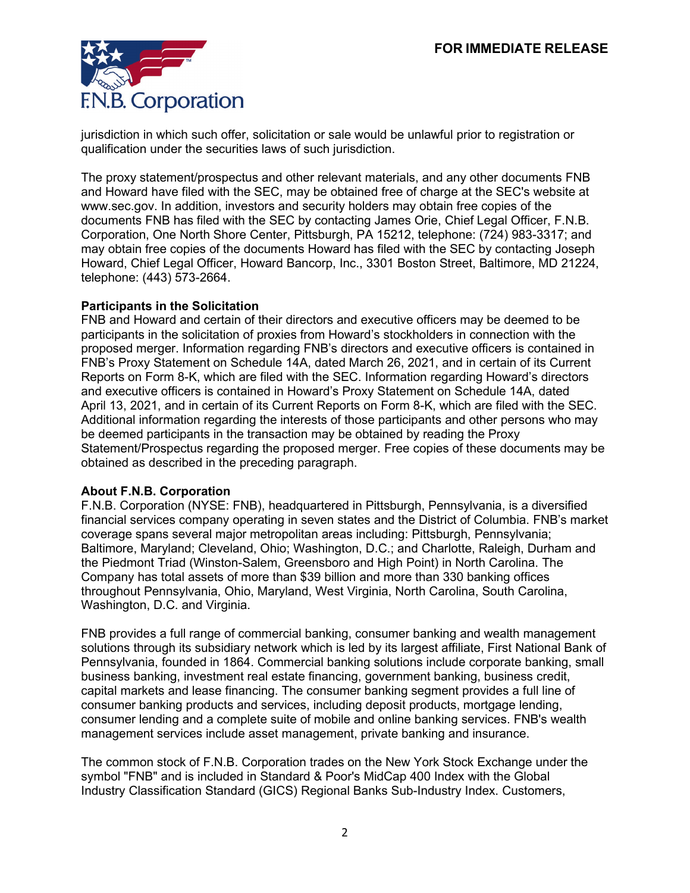jurisdiction in which such offer, solicitation or sale would be unlawful prior to registration or qualification under the securities laws of such jurisdiction.

The proxy statement/prospectus and other relevant materials, and any other documents FNB and Howard have filed with the SEC, may be obtained free of charge at the SEC's website at www.sec.gov. In addition, investors and security holders may obtain free copies of the documents FNB has filed with the SEC by contacting James Orie, Chief Legal Officer, F.N.B. Corporation, One North Shore Center, Pittsburgh, PA 15212, telephone: (724) 983-3317; and may obtain free copies of the documents Howard has filed with the SEC by contacting Joseph Howard, Chief Legal Officer, Howard Bancorp, Inc., 3301 Boston Street, Baltimore, MD 21224, telephone: (443) 573-2664.

**Participants in the Solicitation**

FNB and Howard and certain of their directors and executive officers may be deemed to be participants in the solicitation of proxies from Howard's stockholders in connection with the proposed merger. Information regarding FNB's directors and executive officers is contained in FNB's Proxy Statement on Schedule 14A, dated March 26, 2021, and in certain of its Current Reports on Form 8-K, which are filed with the SEC. Information regarding Howard's directors and executive officers is contained in Howard's Proxy Statement on Schedule 14A, dated April 13, 2021, and in certain of its Current Reports on Form 8-K, which are filed with the SEC. Additional information regarding the interests of those participants and other persons who may be deemed participants in the transaction may be obtained by reading the Proxy Statement/Prospectus regarding the proposed merger. Free copies of these documents may be obtained as described in the preceding paragraph.

**About F.N.B. Corporation**

F.N.B. Corporation (NYSE: FNB), headquartered in Pittsburgh, Pennsylvania, is a diversified financial services company operating in seven states and the District of Columbia. FNB's market coverage spans several major metropolitan areas including: Pittsburgh, Pennsylvania; Baltimore, Maryland; Cleveland, Ohio; Washington, D.C.; and Charlotte, Raleigh, Durham and the Piedmont Triad (Winston-Salem, Greensboro and High Point) in North Carolina. The Company has total assets of more than $39 billion and more than 330 banking offices throughout Pennsylvania, Ohio, Maryland, West Virginia, North Carolina, South Carolina, Washington, D.C. and Virginia.

FNB provides a full range of commercial banking, consumer banking and wealth management solutions through its subsidiary network which is led by its largest affiliate, First National Bank of Pennsylvania, founded in 1864. Commercial banking solutions include corporate banking, small business banking, investment real estate financing, government banking, business credit, capital markets and lease financing. The consumer banking segment provides a full line of consumer banking products and services, including deposit products, mortgage lending, consumer lending and a complete suite of mobile and online banking services. FNB's wealth management services include asset management, private banking and insurance.

The common stock of F.N.B. Corporation trades on the New York Stock Exchange under the symbol "FNB" and is included in Standard & Poor's MidCap 400 Index with the Global Industry Classification Standard (GICS) Regional Banks Sub-Industry Index. Customers,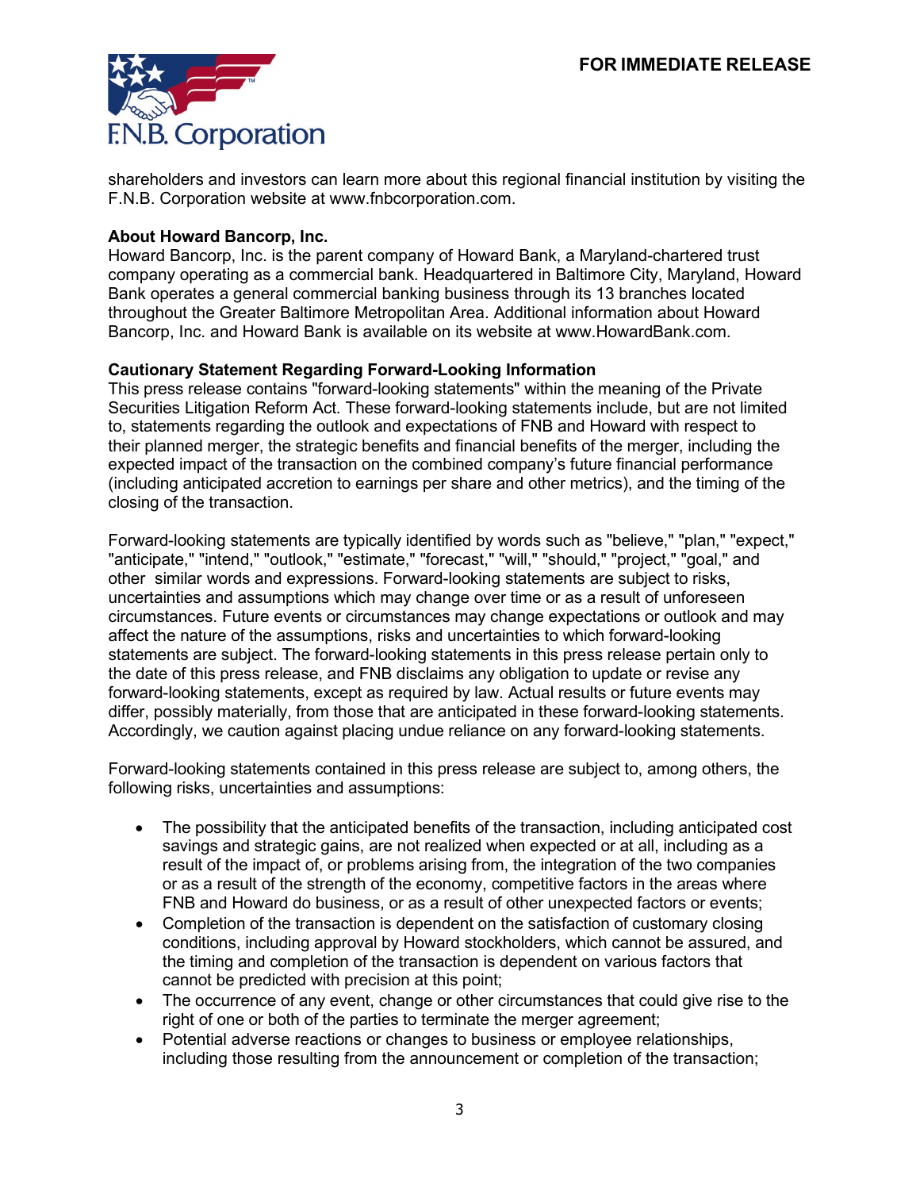shareholders and investors can learn more about this regional financial institution by visiting the F.N.B. Corporation website at www.fnbcorporation.com.

**About Howard Bancorp, Inc.**
Howard Bancorp, Inc. is the parent company of Howard Bank, a Maryland-chartered trust company operating as a commercial bank. Headquartered in Baltimore City, Maryland, Howard Bank operates a general commercial banking business through its 13 branches located throughout the Greater Baltimore Metropolitan Area. Additional information about Howard Bancorp, Inc. and Howard Bank is available on its website at www.HowardBank.com.

**Cautionary Statement Regarding Forward-Looking Information**
This press release contains "forward-looking statements" within the meaning of the Private Securities Litigation Reform Act. These forward-looking statements include, but are not limited to, statements regarding the outlook and expectations of FNB and Howard with respect to their planned merger, the strategic benefits and financial benefits of the merger, including the expected impact of the transaction on the combined company's future financial performance (including anticipated accretion to earnings per share and other metrics), and the timing of the closing of the transaction.

Forward-looking statements are typically identified by words such as "believe," "plan," "expect," "anticipate," "intend," "outlook," "estimate," "forecast," "will," "should," "project," "goal," and other similar words and expressions. Forward-looking statements are subject to risks, uncertainties and assumptions which may change over time or as a result of unforeseen circumstances. Future events or circumstances may change expectations or outlook and may affect the nature of the assumptions, risks and uncertainties to which forward-looking statements are subject. The forward-looking statements in this press release pertain only to the date of this press release, and FNB disclaims any obligation to update or revise any forward-looking statements, except as required by law. Actual results or future events may differ, possibly materially, from those that are anticipated in these forward-looking statements. Accordingly, we caution against placing undue reliance on any forward-looking statements.

Forward-looking statements contained in this press release are subject to, among others, the following risks, uncertainties and assumptions:

- The possibility that the anticipated benefits of the transaction, including anticipated cost savings and strategic gains, are not realized when expected or at all, including as a result of the impact of, or problems arising from, the integration of the two companies or as a result of the strength of the economy, competitive factors in the areas where FNB and Howard do business, or as a result of other unexpected factors or events;
- Completion of the transaction is dependent on the satisfaction of customary closing conditions, including approval by Howard stockholders, which cannot be assured, and the timing and completion of the transaction is dependent on various factors that cannot be predicted with precision at this point;
- The occurrence of any event, change or other circumstances that could give rise to the right of one or both of the parties to terminate the merger agreement;
- Potential adverse reactions or changes to business or employee relationships, including those resulting from the announcement or completion of the transaction;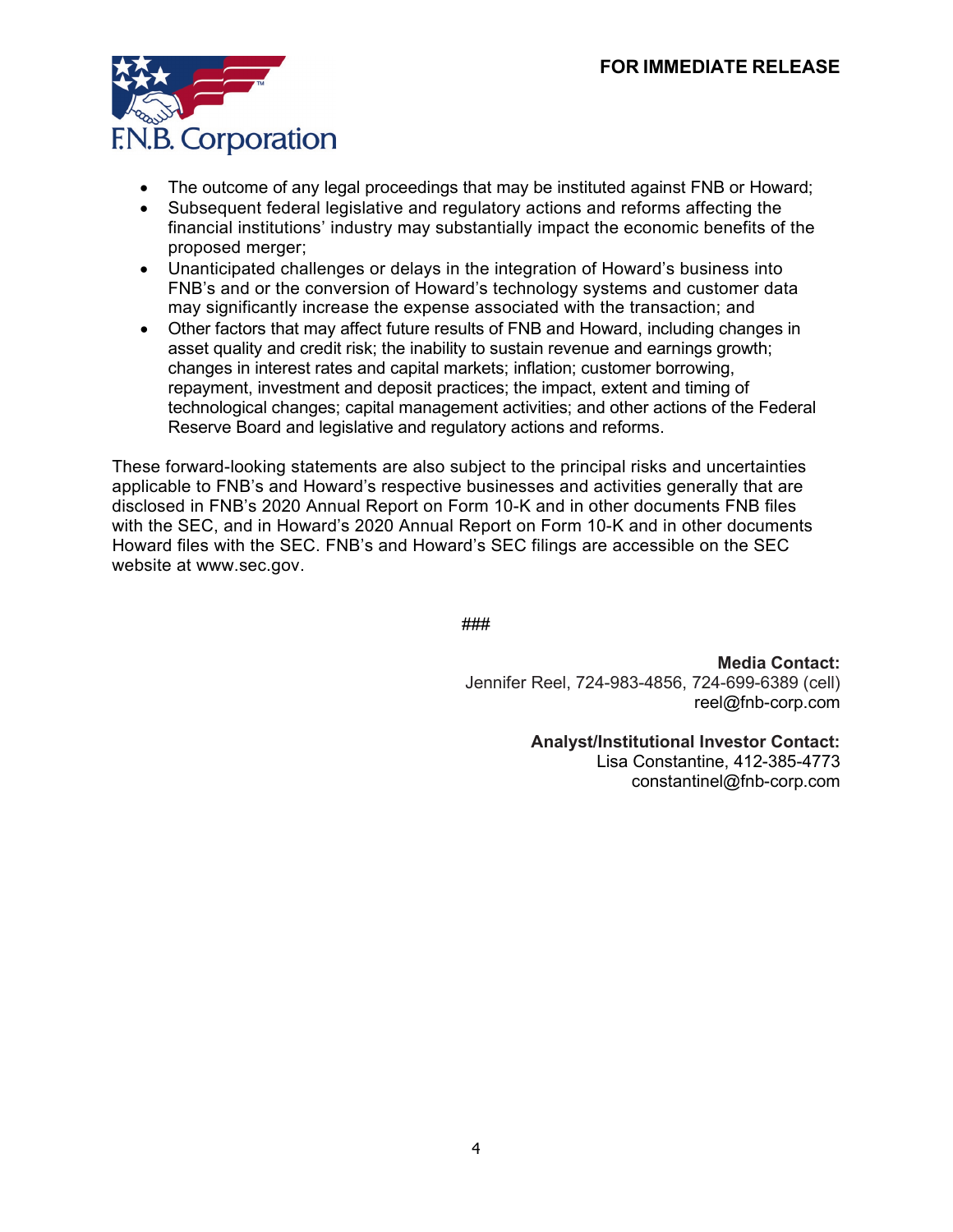- The outcome of any legal proceedings that may be instituted against FNB or Howard;
- Subsequent federal legislative and regulatory actions and reforms affecting the financial institutions' industry may substantially impact the economic benefits of the proposed merger;
- Unanticipated challenges or delays in the integration of Howard's business into FNB's and or the conversion of Howard's technology systems and customer data may significantly increase the expense associated with the transaction; and
- Other factors that may affect future results of FNB and Howard, including changes in asset quality and credit risk; the inability to sustain revenue and earnings growth; changes in interest rates and capital markets; inflation; customer borrowing, repayment, investment and deposit practices; the impact, extent and timing of technological changes; capital management activities; and other actions of the Federal Reserve Board and legislative and regulatory actions and reforms.

These forward-looking statements are also subject to the principal risks and uncertainties applicable to FNB's and Howard's respective businesses and activities generally that are disclosed in FNB's 2020 Annual Report on Form 10-K and in other documents FNB files with the SEC, and in Howard's 2020 Annual Report on Form 10-K and in other documents Howard files with the SEC. FNB's and Howard's SEC filings are accessible on the SEC website at www.sec.gov.

###

**Media Contact:**
Jennifer Reel, 724-983-4856, 724-699-6389 (cell)
reel@fnb-corp.com

**Analyst/Institutional Investor Contact:**
Lisa Constantine, 412-385-4773
constantinel@fnb-corp.com